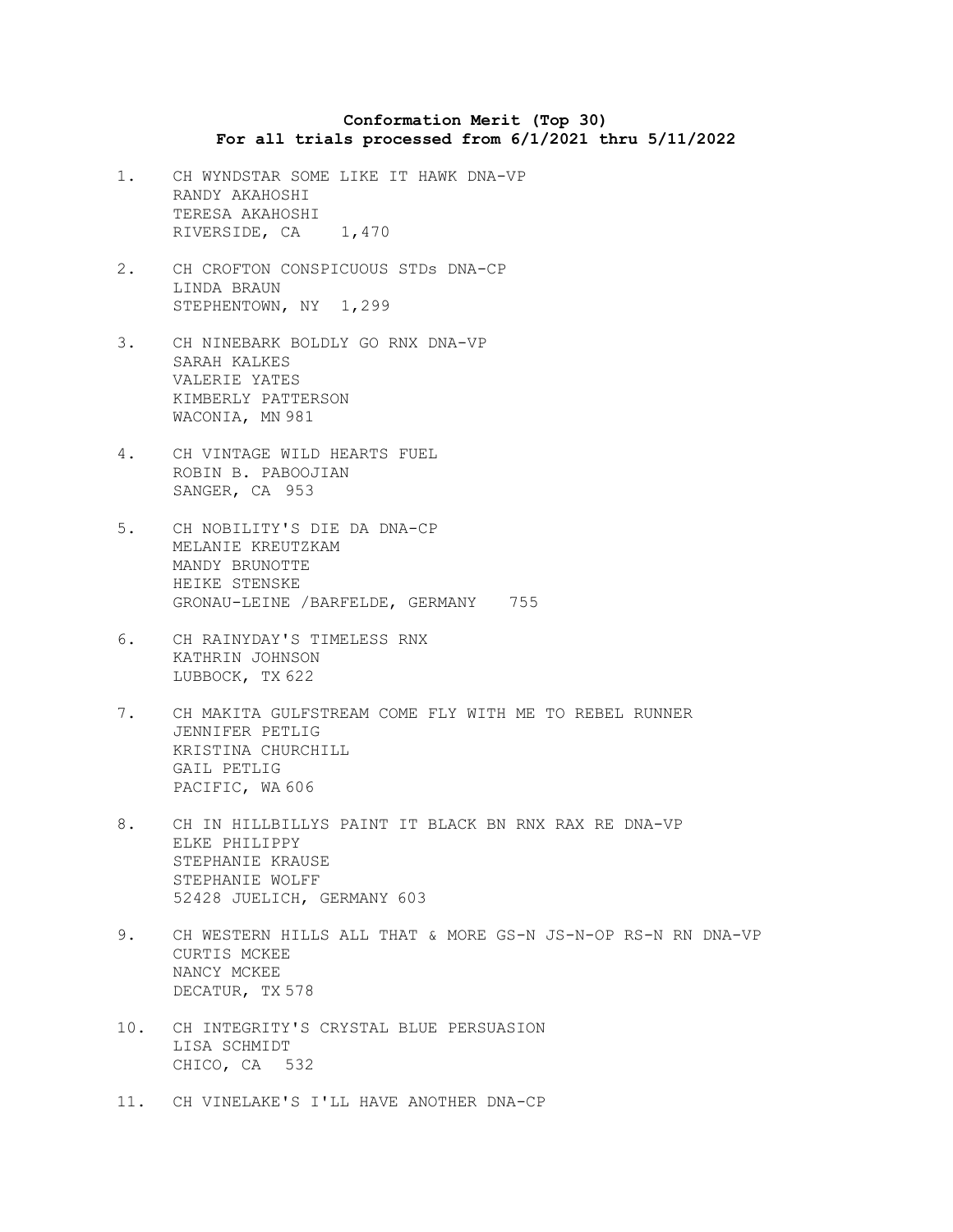**Conformation Merit (Top 30)**
**For all trials processed from 6/1/2021 thru 5/11/2022**

1. CH WYNDSTAR SOME LIKE IT HAWK DNA-VP
   RANDY AKAHOSHI
   TERESA AKAHOSHI
   RIVERSIDE, CA 1,470

2. CH CROFTON CONSPICUOUS STDs DNA-CP
   LINDA BRAUN
   STEPHENTOWN, NY 1,299

3. CH NINEBARK BOLDLY GO RNX DNA-VP
   SARAH KALKES
   VALERIE YATES
   KIMBERLY PATTERSON
   WACONIA, MN 981

4. CH VINTAGE WILD HEARTS FUEL
   ROBIN B. PABOOJIAN
   SANGER, CA 953

5. CH NOBILITY'S DIE DA DNA-CP
   MELANIE KREUTZKAM
   MANDY BRUNOTTE
   HEIKE STENSKE
   GRONAU-LEINE /BARFELDE, GERMANY 755

6. CH RAINYDAY'S TIMELESS RNX
   KATHRIN JOHNSON
   LUBBOCK, TX 622

7. CH MAKITA GULFSTREAM COME FLY WITH ME TO REBEL RUNNER
   JENNIFER PETLIG
   KRISTINA CHURCHILL
   GAIL PETLIG
   PACIFIC, WA 606

8. CH IN HILLBILLYS PAINT IT BLACK BN RNX RAX RE DNA-VP
   ELKE PHILIPPY
   STEPHANIE KRAUSE
   STEPHANIE WOLFF
   52428 JUELICH, GERMANY 603

9. CH WESTERN HILLS ALL THAT & MORE GS-N JS-N-OP RS-N RN DNA-VP
   CURTIS MCKEE
   NANCY MCKEE
   DECATUR, TX 578

10. CH INTEGRITY'S CRYSTAL BLUE PERSUASION
    LISA SCHMIDT
    CHICO, CA 532

11. CH VINELAKE'S I'LL HAVE ANOTHER DNA-CP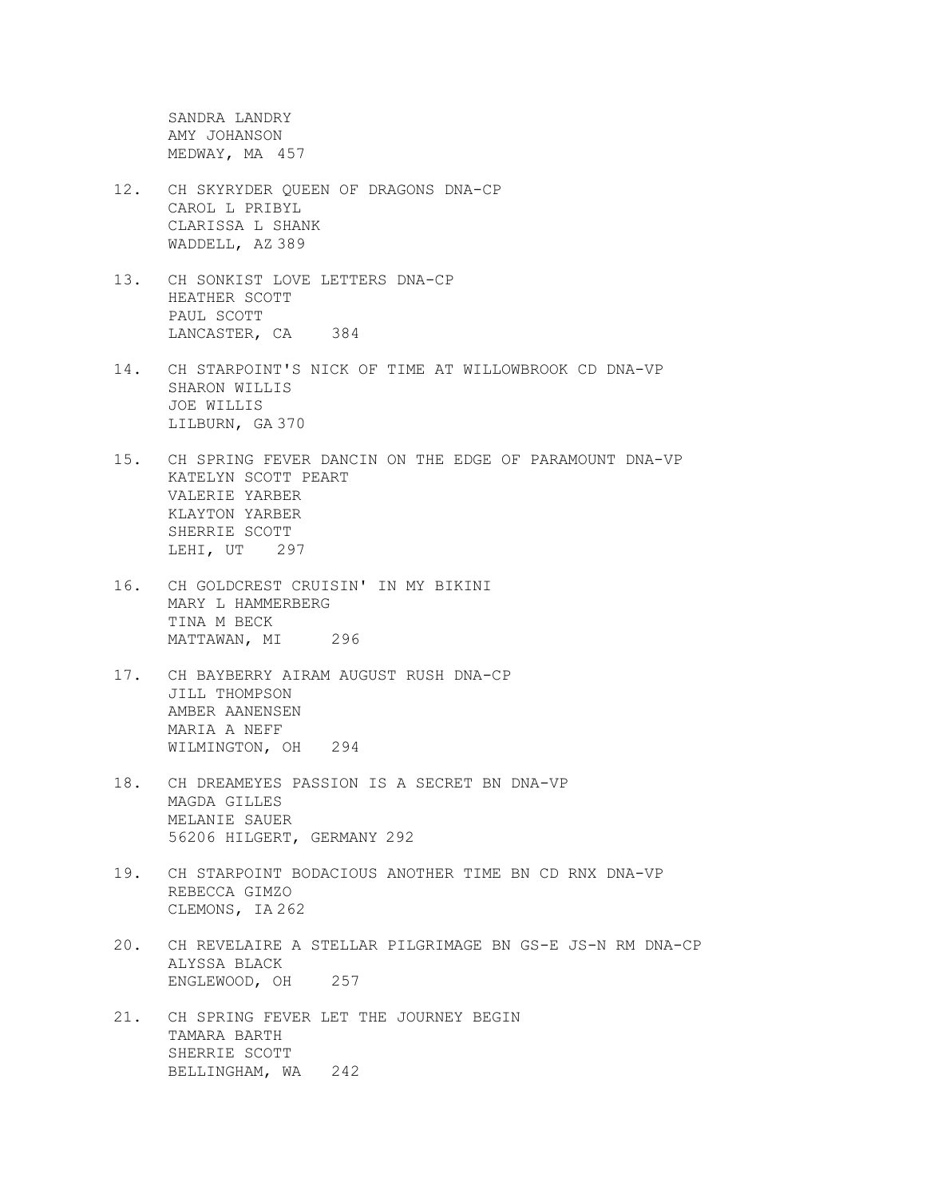SANDRA LANDRY
AMY JOHANSON
MEDWAY, MA 457

12. CH SKYRYDER QUEEN OF DRAGONS DNA-CP
    CAROL L PRIBYL
    CLARISSA L SHANK
    WADDELL, AZ 389

13. CH SONKIST LOVE LETTERS DNA-CP
    HEATHER SCOTT
    PAUL SCOTT
    LANCASTER, CA 384

14. CH STARPOINT'S NICK OF TIME AT WILLOWBROOK CD DNA-VP
    SHARON WILLIS
    JOE WILLIS
    LILBURN, GA 370

15. CH SPRING FEVER DANCIN ON THE EDGE OF PARAMOUNT DNA-VP
    KATELYN SCOTT PEART
    VALERIE YARBER
    KLAYTON YARBER
    SHERRIE SCOTT
    LEHI, UT 297

16. CH GOLDCREST CRUISIN' IN MY BIKINI
    MARY L HAMMERBERG
    TINA M BECK
    MATTAWAN, MI 296

17. CH BAYBERRY AIRAM AUGUST RUSH DNA-CP
    JILL THOMPSON
    AMBER AANENSEN
    MARIA A NEFF
    WILMINGTON, OH 294

18. CH DREAMEYES PASSION IS A SECRET BN DNA-VP
    MAGDA GILLES
    MELANIE SAUER
    56206 HILGERT, GERMANY 292

19. CH STARPOINT BODACIOUS ANOTHER TIME BN CD RNX DNA-VP
    REBECCA GIMZO
    CLEMONS, IA 262

20. CH REVELAIRE A STELLAR PILGRIMAGE BN GS-E JS-N RM DNA-CP
    ALYSSA BLACK
    ENGLEWOOD, OH 257

21. CH SPRING FEVER LET THE JOURNEY BEGIN
    TAMARA BARTH
    SHERRIE SCOTT
    BELLINGHAM, WA 242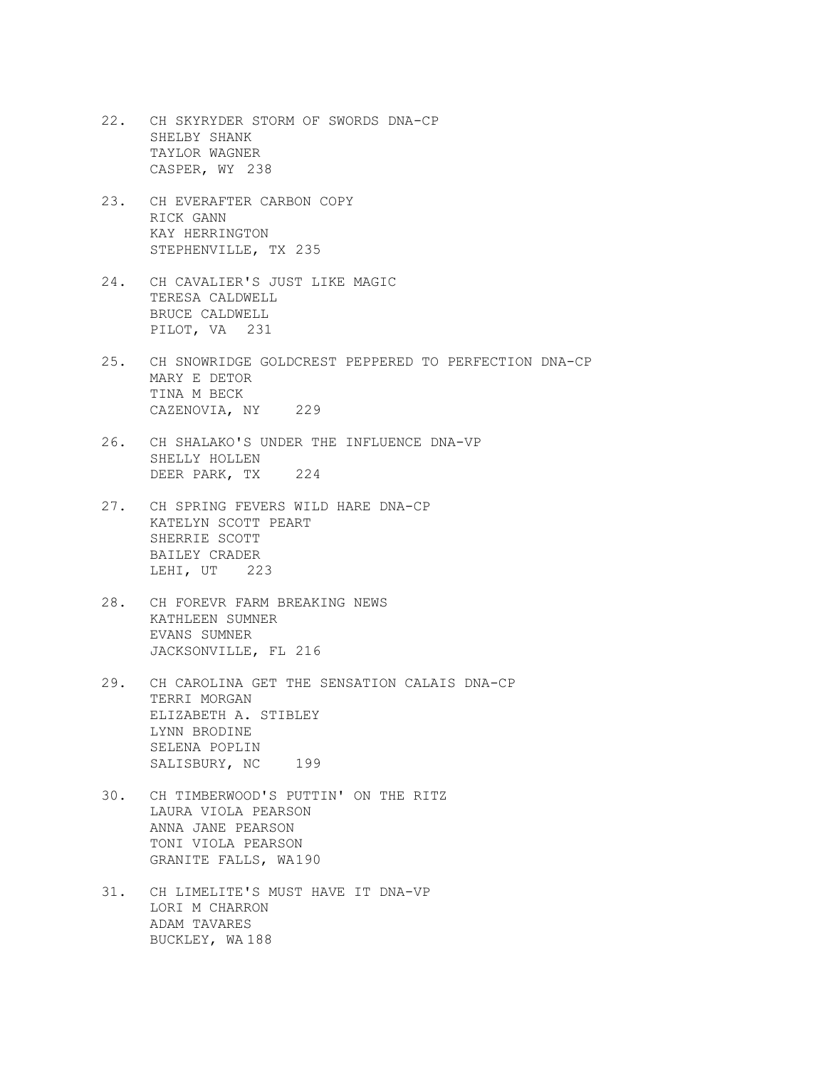22. CH SKYRYDER STORM OF SWORDS DNA-CP
    SHELBY SHANK
    TAYLOR WAGNER
    CASPER, WY 238

23. CH EVERAFTER CARBON COPY
    RICK GANN
    KAY HERRINGTON
    STEPHENVILLE, TX 235

24. CH CAVALIER'S JUST LIKE MAGIC
    TERESA CALDWELL
    BRUCE CALDWELL
    PILOT, VA 231

25. CH SNOWRIDGE GOLDCREST PEPPERED TO PERFECTION DNA-CP
    MARY E DETOR
    TINA M BECK
    CAZENOVIA, NY 229

26. CH SHALAKO'S UNDER THE INFLUENCE DNA-VP
    SHELLY HOLLEN
    DEER PARK, TX 224

27. CH SPRING FEVERS WILD HARE DNA-CP
    KATELYN SCOTT PEART
    SHERRIE SCOTT
    BAILEY CRADER
    LEHI, UT 223

28. CH FOREVR FARM BREAKING NEWS
    KATHLEEN SUMNER
    EVANS SUMNER
    JACKSONVILLE, FL 216

29. CH CAROLINA GET THE SENSATION CALAIS DNA-CP
    TERRI MORGAN
    ELIZABETH A. STIBLEY
    LYNN BRODINE
    SELENA POPLIN
    SALISBURY, NC 199

30. CH TIMBERWOOD'S PUTTIN' ON THE RITZ
    LAURA VIOLA PEARSON
    ANNA JANE PEARSON
    TONI VIOLA PEARSON
    GRANITE FALLS, WA190

31. CH LIMELITE'S MUST HAVE IT DNA-VP
    LORI M CHARRON
    ADAM TAVARES
    BUCKLEY, WA 188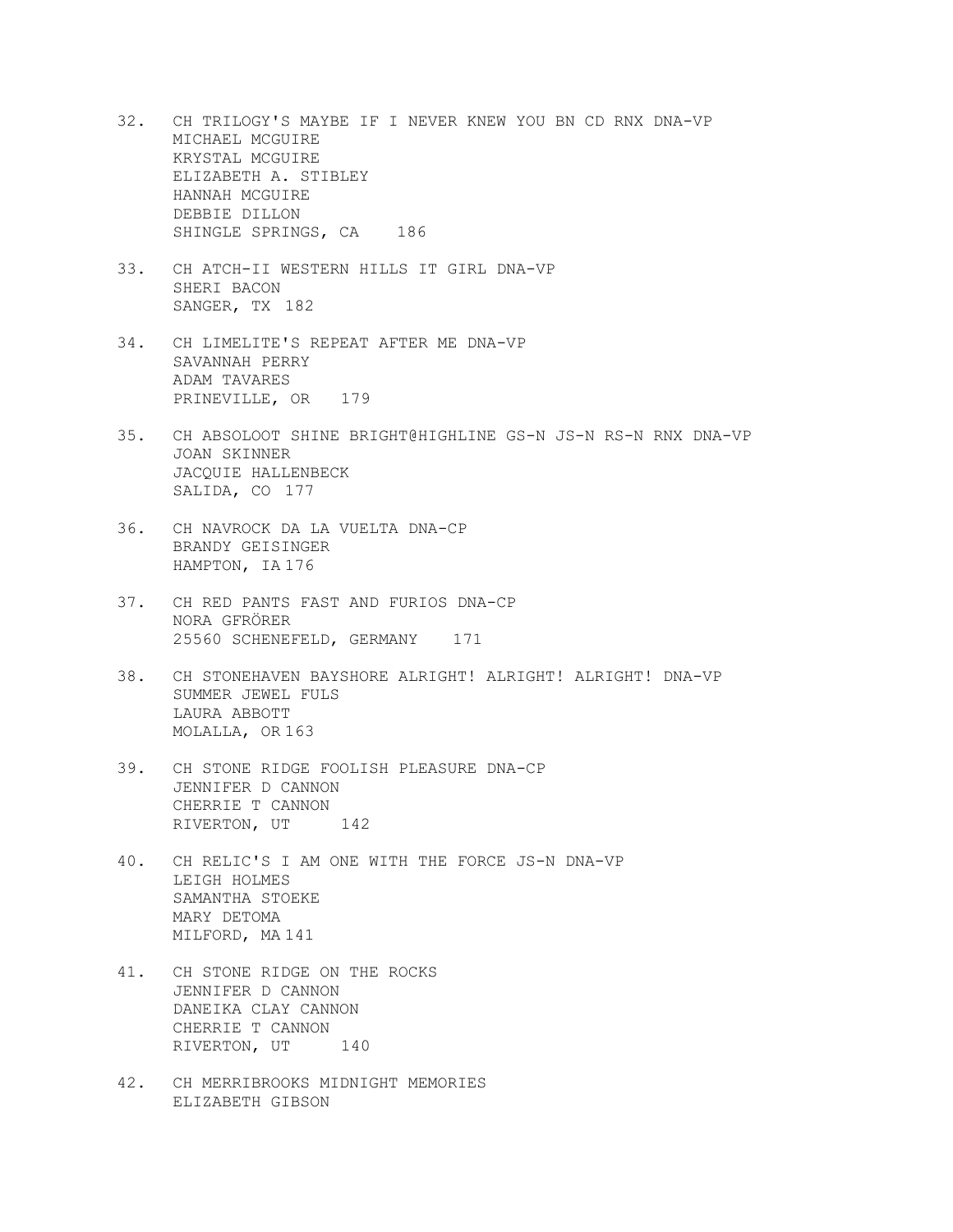32. CH TRILOGY'S MAYBE IF I NEVER KNEW YOU BN CD RNX DNA-VP
    MICHAEL MCGUIRE
    KRYSTAL MCGUIRE
    ELIZABETH A. STIBLEY
    HANNAH MCGUIRE
    DEBBIE DILLON
    SHINGLE SPRINGS, CA 186

33. CH ATCH-II WESTERN HILLS IT GIRL DNA-VP
    SHERI BACON
    SANGER, TX 182

34. CH LIMELITE'S REPEAT AFTER ME DNA-VP
    SAVANNAH PERRY
    ADAM TAVARES
    PRINEVILLE, OR 179

35. CH ABSOLOOT SHINE BRIGHT@HIGHLINE GS-N JS-N RS-N RNX DNA-VP
    JOAN SKINNER
    JACQUIE HALLENBECK
    SALIDA, CO 177

36. CH NAVROCK DA LA VUELTA DNA-CP
    BRANDY GEISINGER
    HAMPTON, IA 176

37. CH RED PANTS FAST AND FURIOS DNA-CP
    NORA GFRÖRER
    25560 SCHENEFELD, GERMANY 171

38. CH STONEHAVEN BAYSHORE ALRIGHT! ALRIGHT! ALRIGHT! DNA-VP
    SUMMER JEWEL FULS
    LAURA ABBOTT
    MOLALLA, OR 163

39. CH STONE RIDGE FOOLISH PLEASURE DNA-CP
    JENNIFER D CANNON
    CHERRIE T CANNON
    RIVERTON, UT 142

40. CH RELIC'S I AM ONE WITH THE FORCE JS-N DNA-VP
    LEIGH HOLMES
    SAMANTHA STOEKE
    MARY DETOMA
    MILFORD, MA 141

41. CH STONE RIDGE ON THE ROCKS
    JENNIFER D CANNON
    DANEIKA CLAY CANNON
    CHERRIE T CANNON
    RIVERTON, UT 140

42. CH MERRIBROOKS MIDNIGHT MEMORIES
    ELIZABETH GIBSON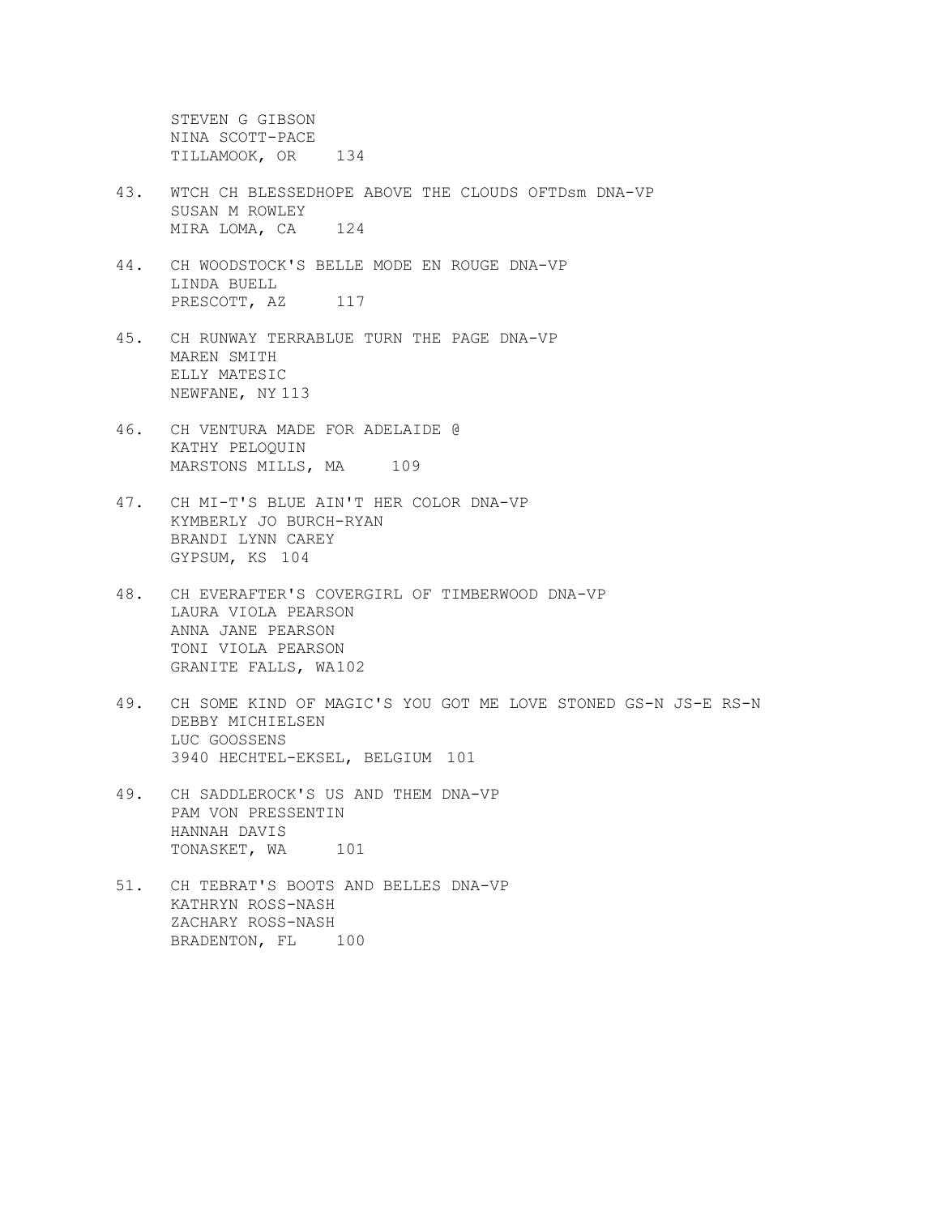STEVEN G GIBSON
NINA SCOTT-PACE
TILLAMOOK, OR 134

43. WTCH CH BLESSEDHOPE ABOVE THE CLOUDS OFTDsm DNA-VP
SUSAN M ROWLEY
MIRA LOMA, CA 124

44. CH WOODSTOCK'S BELLE MODE EN ROUGE DNA-VP
LINDA BUELL
PRESCOTT, AZ 117

45. CH RUNWAY TERRABLUE TURN THE PAGE DNA-VP
MAREN SMITH
ELLY MATESIC
NEWFANE, NY 113

46. CH VENTURA MADE FOR ADELAIDE @
KATHY PELOQUIN
MARSTONS MILLS, MA 109

47. CH MI-T'S BLUE AIN'T HER COLOR DNA-VP
KYMBERLY JO BURCH-RYAN
BRANDI LYNN CAREY
GYPSUM, KS 104

48. CH EVERAFTER'S COVERGIRL OF TIMBERWOOD DNA-VP
LAURA VIOLA PEARSON
ANNA JANE PEARSON
TONI VIOLA PEARSON
GRANITE FALLS, WA 102

49. CH SOME KIND OF MAGIC'S YOU GOT ME LOVE STONED GS-N JS-E RS-N
DEBBY MICHIELSEN
LUC GOOSSENS
3940 HECHTEL-EKSEL, BELGIUM 101

49. CH SADDLEROCK'S US AND THEM DNA-VP
PAM VON PRESSENTIN
HANNAH DAVIS
TONASKET, WA 101

51. CH TEBRAT'S BOOTS AND BELLES DNA-VP
KATHRYN ROSS-NASH
ZACHARY ROSS-NASH
BRADENTON, FL 100